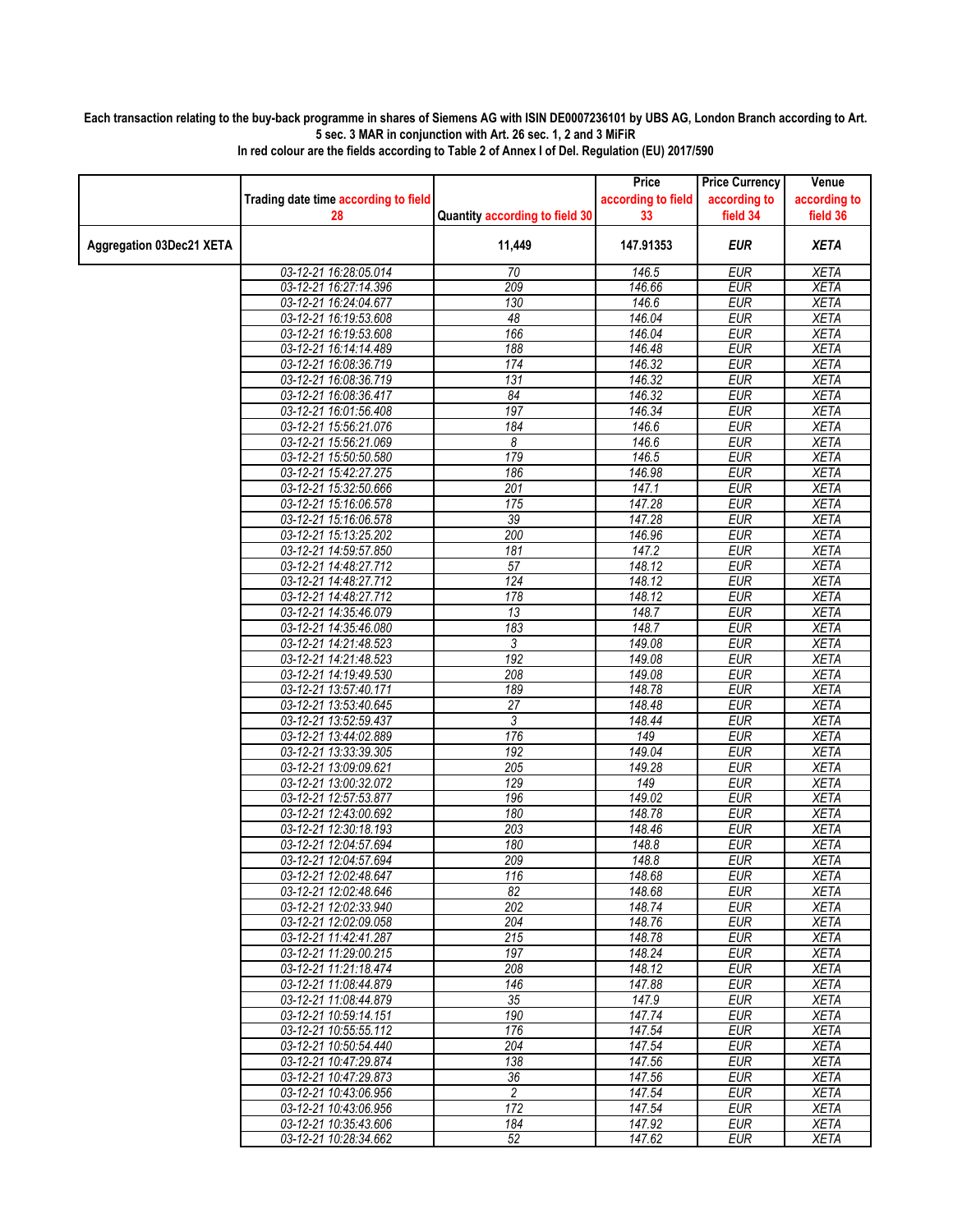**Each transaction relating to the buy-back programme in shares of Siemens AG with ISIN DE0007236101 by UBS AG, London Branch according to Art. 5 sec. 3 MAR in conjunction with Art. 26 sec. 1, 2 and 3 MiFiR**
**In red colour are the fields according to Table 2 of Annex I of Del. Regulation (EU) 2017/590**

| | Trading date time according to field 28 | Quantity according to field 30 | Price according to field 33 | Price Currency according to field 34 | Venue according to field 36 |
|---|---|---|---|---|---|
| **Aggregation 03Dec21 XETA** | | **11,449** | **147.91353** | ***EUR*** | ***XETA*** |
| | 03-12-21 16:28:05.014 | 70 | 146.5 | EUR | XETA |
| | 03-12-21 16:27:14.396 | 209 | 146.66 | EUR | XETA |
| | 03-12-21 16:24:04.677 | 130 | 146.6 | EUR | XETA |
| | 03-12-21 16:19:53.608 | 48 | 146.04 | EUR | XETA |
| | 03-12-21 16:19:53.608 | 166 | 146.04 | EUR | XETA |
| | 03-12-21 16:14:14.489 | 188 | 146.48 | EUR | XETA |
| | 03-12-21 16:08:36.719 | 174 | 146.32 | EUR | XETA |
| | 03-12-21 16:08:36.719 | 131 | 146.32 | EUR | XETA |
| | 03-12-21 16:08:36.417 | 84 | 146.32 | EUR | XETA |
| | 03-12-21 16:01:56.408 | 197 | 146.34 | EUR | XETA |
| | 03-12-21 15:56:21.076 | 184 | 146.6 | EUR | XETA |
| | 03-12-21 15:56:21.069 | 8 | 146.6 | EUR | XETA |
| | 03-12-21 15:50:50.580 | 179 | 146.5 | EUR | XETA |
| | 03-12-21 15:42:27.275 | 186 | 146.98 | EUR | XETA |
| | 03-12-21 15:32:50.666 | 201 | 147.1 | EUR | XETA |
| | 03-12-21 15:16:06.578 | 175 | 147.28 | EUR | XETA |
| | 03-12-21 15:16:06.578 | 39 | 147.28 | EUR | XETA |
| | 03-12-21 15:13:25.202 | 200 | 146.96 | EUR | XETA |
| | 03-12-21 14:59:57.850 | 181 | 147.2 | EUR | XETA |
| | 03-12-21 14:48:27.712 | 57 | 148.12 | EUR | XETA |
| | 03-12-21 14:48:27.712 | 124 | 148.12 | EUR | XETA |
| | 03-12-21 14:48:27.712 | 178 | 148.12 | EUR | XETA |
| | 03-12-21 14:35:46.079 | 13 | 148.7 | EUR | XETA |
| | 03-12-21 14:35:46.080 | 183 | 148.7 | EUR | XETA |
| | 03-12-21 14:21:48.523 | 3 | 149.08 | EUR | XETA |
| | 03-12-21 14:21:48.523 | 192 | 149.08 | EUR | XETA |
| | 03-12-21 14:19:49.530 | 208 | 149.08 | EUR | XETA |
| | 03-12-21 13:57:40.171 | 189 | 148.78 | EUR | XETA |
| | 03-12-21 13:53:40.645 | 27 | 148.48 | EUR | XETA |
| | 03-12-21 13:52:59.437 | 3 | 148.44 | EUR | XETA |
| | 03-12-21 13:44:02.889 | 176 | 149 | EUR | XETA |
| | 03-12-21 13:33:39.305 | 192 | 149.04 | EUR | XETA |
| | 03-12-21 13:09:09.621 | 205 | 149.28 | EUR | XETA |
| | 03-12-21 13:00:32.072 | 129 | 149 | EUR | XETA |
| | 03-12-21 12:57:53.877 | 196 | 149.02 | EUR | XETA |
| | 03-12-21 12:43:00.692 | 180 | 148.78 | EUR | XETA |
| | 03-12-21 12:30:18.193 | 203 | 148.46 | EUR | XETA |
| | 03-12-21 12:04:57.694 | 180 | 148.8 | EUR | XETA |
| | 03-12-21 12:04:57.694 | 209 | 148.8 | EUR | XETA |
| | 03-12-21 12:02:48.647 | 116 | 148.68 | EUR | XETA |
| | 03-12-21 12:02:48.646 | 82 | 148.68 | EUR | XETA |
| | 03-12-21 12:02:33.940 | 202 | 148.74 | EUR | XETA |
| | 03-12-21 12:02:09.058 | 204 | 148.76 | EUR | XETA |
| | 03-12-21 11:42:41.287 | 215 | 148.78 | EUR | XETA |
| | 03-12-21 11:29:00.215 | 197 | 148.24 | EUR | XETA |
| | 03-12-21 11:21:18.474 | 208 | 148.12 | EUR | XETA |
| | 03-12-21 11:08:44.879 | 146 | 147.88 | EUR | XETA |
| | 03-12-21 11:08:44.879 | 35 | 147.9 | EUR | XETA |
| | 03-12-21 10:59:14.151 | 190 | 147.74 | EUR | XETA |
| | 03-12-21 10:55:55.112 | 176 | 147.54 | EUR | XETA |
| | 03-12-21 10:50:54.440 | 204 | 147.54 | EUR | XETA |
| | 03-12-21 10:47:29.874 | 138 | 147.56 | EUR | XETA |
| | 03-12-21 10:47:29.873 | 36 | 147.56 | EUR | XETA |
| | 03-12-21 10:43:06.956 | 2 | 147.54 | EUR | XETA |
| | 03-12-21 10:43:06.956 | 172 | 147.54 | EUR | XETA |
| | 03-12-21 10:35:43.606 | 184 | 147.92 | EUR | XETA |
| | 03-12-21 10:28:34.662 | 52 | 147.62 | EUR | XETA |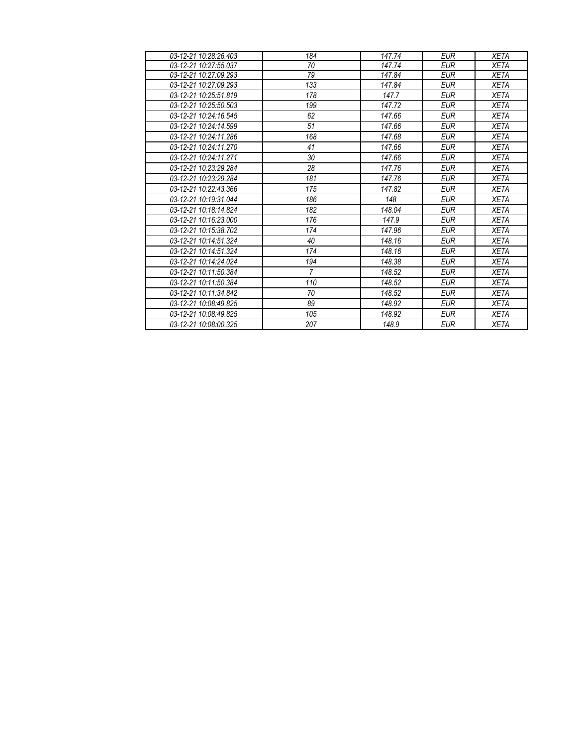| | | | | |
|---|---|---|---|---|
| *03-12-21 10:28:26.403* | *184* | *147.74* | *EUR* | *XETA* |
| *03-12-21 10:27:55.037* | *70* | *147.74* | *EUR* | *XETA* |
| *03-12-21 10:27:09.293* | *79* | *147.84* | *EUR* | *XETA* |
| *03-12-21 10:27:09.293* | *133* | *147.84* | *EUR* | *XETA* |
| *03-12-21 10:25:51.819* | *178* | *147.7* | *EUR* | *XETA* |
| *03-12-21 10:25:50.503* | *199* | *147.72* | *EUR* | *XETA* |
| *03-12-21 10:24:16.545* | *62* | *147.66* | *EUR* | *XETA* |
| *03-12-21 10:24:14.599* | *51* | *147.66* | *EUR* | *XETA* |
| *03-12-21 10:24:11.286* | *168* | *147.68* | *EUR* | *XETA* |
| *03-12-21 10:24:11.270* | *41* | *147.66* | *EUR* | *XETA* |
| *03-12-21 10:24:11.271* | *30* | *147.66* | *EUR* | *XETA* |
| *03-12-21 10:23:29.284* | *28* | *147.76* | *EUR* | *XETA* |
| *03-12-21 10:23:29.284* | *181* | *147.76* | *EUR* | *XETA* |
| *03-12-21 10:22:43.366* | *175* | *147.82* | *EUR* | *XETA* |
| *03-12-21 10:19:31.044* | *186* | *148* | *EUR* | *XETA* |
| *03-12-21 10:18:14.824* | *182* | *148.04* | *EUR* | *XETA* |
| *03-12-21 10:16:23.000* | *176* | *147.9* | *EUR* | *XETA* |
| *03-12-21 10:15:38.702* | *174* | *147.96* | *EUR* | *XETA* |
| *03-12-21 10:14:51.324* | *40* | *148.16* | *EUR* | *XETA* |
| *03-12-21 10:14:51.324* | *174* | *148.16* | *EUR* | *XETA* |
| *03-12-21 10:14:24.024* | *194* | *148.38* | *EUR* | *XETA* |
| *03-12-21 10:11:50.384* | *7* | *148.52* | *EUR* | *XETA* |
| *03-12-21 10:11:50.384* | *110* | *148.52* | *EUR* | *XETA* |
| *03-12-21 10:11:34.842* | *70* | *148.52* | *EUR* | *XETA* |
| *03-12-21 10:08:49.825* | *89* | *148.92* | *EUR* | *XETA* |
| *03-12-21 10:08:49.825* | *105* | *148.92* | *EUR* | *XETA* |
| *03-12-21 10:08:00.325* | *207* | *148.9* | *EUR* | *XETA* |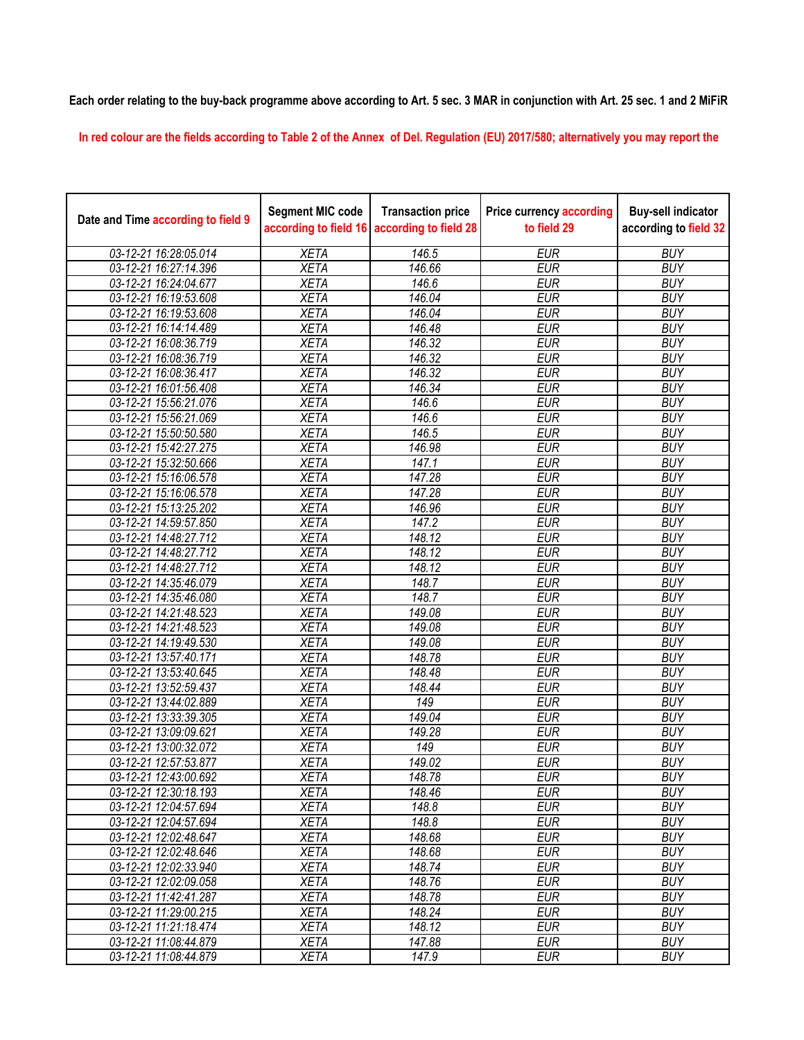**Each order relating to the buy-back programme above according to Art. 5 sec. 3 MAR in conjunction with Art. 25 sec. 1 and 2 MiFiR**

In red colour are the fields according to Table 2 of the Annex of Del. Regulation (EU) 2017/580; alternatively you may report the

| Date and Time according to field 9 | Segment MIC code according to field 16 | Transaction price according to field 28 | Price currency according to field 29 | Buy-sell indicator according to field 32 |
|---|---|---|---|---|
| 03-12-21 16:28:05.014 | XETA | 146.5 | EUR | BUY |
| 03-12-21 16:27:14.396 | XETA | 146.66 | EUR | BUY |
| 03-12-21 16:24:04.677 | XETA | 146.6 | EUR | BUY |
| 03-12-21 16:19:53.608 | XETA | 146.04 | EUR | BUY |
| 03-12-21 16:19:53.608 | XETA | 146.04 | EUR | BUY |
| 03-12-21 16:14:14.489 | XETA | 146.48 | EUR | BUY |
| 03-12-21 16:08:36.719 | XETA | 146.32 | EUR | BUY |
| 03-12-21 16:08:36.719 | XETA | 146.32 | EUR | BUY |
| 03-12-21 16:08:36.417 | XETA | 146.32 | EUR | BUY |
| 03-12-21 16:01:56.408 | XETA | 146.34 | EUR | BUY |
| 03-12-21 15:56:21.076 | XETA | 146.6 | EUR | BUY |
| 03-12-21 15:56:21.069 | XETA | 146.6 | EUR | BUY |
| 03-12-21 15:50:50.580 | XETA | 146.5 | EUR | BUY |
| 03-12-21 15:42:27.275 | XETA | 146.98 | EUR | BUY |
| 03-12-21 15:32:50.666 | XETA | 147.1 | EUR | BUY |
| 03-12-21 15:16:06.578 | XETA | 147.28 | EUR | BUY |
| 03-12-21 15:16:06.578 | XETA | 147.28 | EUR | BUY |
| 03-12-21 15:13:25.202 | XETA | 146.96 | EUR | BUY |
| 03-12-21 14:59:57.850 | XETA | 147.2 | EUR | BUY |
| 03-12-21 14:48:27.712 | XETA | 148.12 | EUR | BUY |
| 03-12-21 14:48:27.712 | XETA | 148.12 | EUR | BUY |
| 03-12-21 14:48:27.712 | XETA | 148.12 | EUR | BUY |
| 03-12-21 14:35:46.079 | XETA | 148.7 | EUR | BUY |
| 03-12-21 14:35:46.080 | XETA | 148.7 | EUR | BUY |
| 03-12-21 14:21:48.523 | XETA | 149.08 | EUR | BUY |
| 03-12-21 14:21:48.523 | XETA | 149.08 | EUR | BUY |
| 03-12-21 14:19:49.530 | XETA | 149.08 | EUR | BUY |
| 03-12-21 13:57:40.171 | XETA | 148.78 | EUR | BUY |
| 03-12-21 13:53:40.645 | XETA | 148.48 | EUR | BUY |
| 03-12-21 13:52:59.437 | XETA | 148.44 | EUR | BUY |
| 03-12-21 13:44:02.889 | XETA | 149 | EUR | BUY |
| 03-12-21 13:33:39.305 | XETA | 149.04 | EUR | BUY |
| 03-12-21 13:09:09.621 | XETA | 149.28 | EUR | BUY |
| 03-12-21 13:00:32.072 | XETA | 149 | EUR | BUY |
| 03-12-21 12:57:53.877 | XETA | 149.02 | EUR | BUY |
| 03-12-21 12:43:00.692 | XETA | 148.78 | EUR | BUY |
| 03-12-21 12:30:18.193 | XETA | 148.46 | EUR | BUY |
| 03-12-21 12:04:57.694 | XETA | 148.8 | EUR | BUY |
| 03-12-21 12:04:57.694 | XETA | 148.8 | EUR | BUY |
| 03-12-21 12:02:48.647 | XETA | 148.68 | EUR | BUY |
| 03-12-21 12:02:48.646 | XETA | 148.68 | EUR | BUY |
| 03-12-21 12:02:33.940 | XETA | 148.74 | EUR | BUY |
| 03-12-21 12:02:09.058 | XETA | 148.76 | EUR | BUY |
| 03-12-21 11:42:41.287 | XETA | 148.78 | EUR | BUY |
| 03-12-21 11:29:00.215 | XETA | 148.24 | EUR | BUY |
| 03-12-21 11:21:18.474 | XETA | 148.12 | EUR | BUY |
| 03-12-21 11:08:44.879 | XETA | 147.88 | EUR | BUY |
| 03-12-21 11:08:44.879 | XETA | 147.9 | EUR | BUY |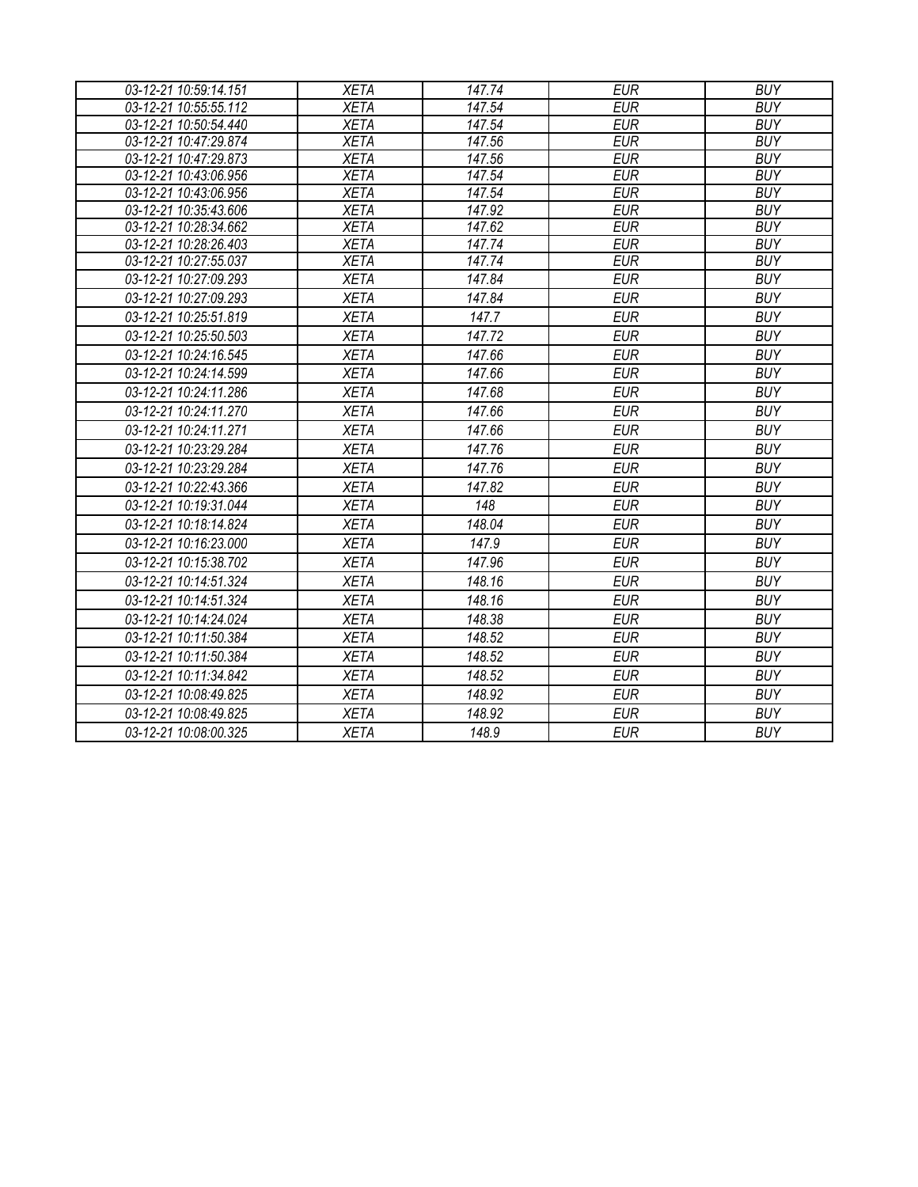| | | | | |
|---|---|---|---|---|
| *03-12-21 10:59:14.151* | *XETA* | *147.74* | *EUR* | *BUY* |
| *03-12-21 10:55:55.112* | *XETA* | *147.54* | *EUR* | *BUY* |
| *03-12-21 10:50:54.440* | *XETA* | *147.54* | *EUR* | *BUY* |
| *03-12-21 10:47:29.874* | *XETA* | *147.56* | *EUR* | *BUY* |
| *03-12-21 10:47:29.873* | *XETA* | *147.56* | *EUR* | *BUY* |
| *03-12-21 10:43:06.956* | *XETA* | *147.54* | *EUR* | *BUY* |
| *03-12-21 10:43:06.956* | *XETA* | *147.54* | *EUR* | *BUY* |
| *03-12-21 10:35:43.606* | *XETA* | *147.92* | *EUR* | *BUY* |
| *03-12-21 10:28:34.662* | *XETA* | *147.62* | *EUR* | *BUY* |
| *03-12-21 10:28:26.403* | *XETA* | *147.74* | *EUR* | *BUY* |
| *03-12-21 10:27:55.037* | *XETA* | *147.74* | *EUR* | *BUY* |
| *03-12-21 10:27:09.293* | *XETA* | *147.84* | *EUR* | *BUY* |
| *03-12-21 10:27:09.293* | *XETA* | *147.84* | *EUR* | *BUY* |
| *03-12-21 10:25:51.819* | *XETA* | *147.7* | *EUR* | *BUY* |
| *03-12-21 10:25:50.503* | *XETA* | *147.72* | *EUR* | *BUY* |
| *03-12-21 10:24:16.545* | *XETA* | *147.66* | *EUR* | *BUY* |
| *03-12-21 10:24:14.599* | *XETA* | *147.66* | *EUR* | *BUY* |
| *03-12-21 10:24:11.286* | *XETA* | *147.68* | *EUR* | *BUY* |
| *03-12-21 10:24:11.270* | *XETA* | *147.66* | *EUR* | *BUY* |
| *03-12-21 10:24:11.271* | *XETA* | *147.66* | *EUR* | *BUY* |
| *03-12-21 10:23:29.284* | *XETA* | *147.76* | *EUR* | *BUY* |
| *03-12-21 10:23:29.284* | *XETA* | *147.76* | *EUR* | *BUY* |
| *03-12-21 10:22:43.366* | *XETA* | *147.82* | *EUR* | *BUY* |
| *03-12-21 10:19:31.044* | *XETA* | *148* | *EUR* | *BUY* |
| *03-12-21 10:18:14.824* | *XETA* | *148.04* | *EUR* | *BUY* |
| *03-12-21 10:16:23.000* | *XETA* | *147.9* | *EUR* | *BUY* |
| *03-12-21 10:15:38.702* | *XETA* | *147.96* | *EUR* | *BUY* |
| *03-12-21 10:14:51.324* | *XETA* | *148.16* | *EUR* | *BUY* |
| *03-12-21 10:14:51.324* | *XETA* | *148.16* | *EUR* | *BUY* |
| *03-12-21 10:14:24.024* | *XETA* | *148.38* | *EUR* | *BUY* |
| *03-12-21 10:11:50.384* | *XETA* | *148.52* | *EUR* | *BUY* |
| *03-12-21 10:11:50.384* | *XETA* | *148.52* | *EUR* | *BUY* |
| *03-12-21 10:11:34.842* | *XETA* | *148.52* | *EUR* | *BUY* |
| *03-12-21 10:08:49.825* | *XETA* | *148.92* | *EUR* | *BUY* |
| *03-12-21 10:08:49.825* | *XETA* | *148.92* | *EUR* | *BUY* |
| *03-12-21 10:08:00.325* | *XETA* | *148.9* | *EUR* | *BUY* |